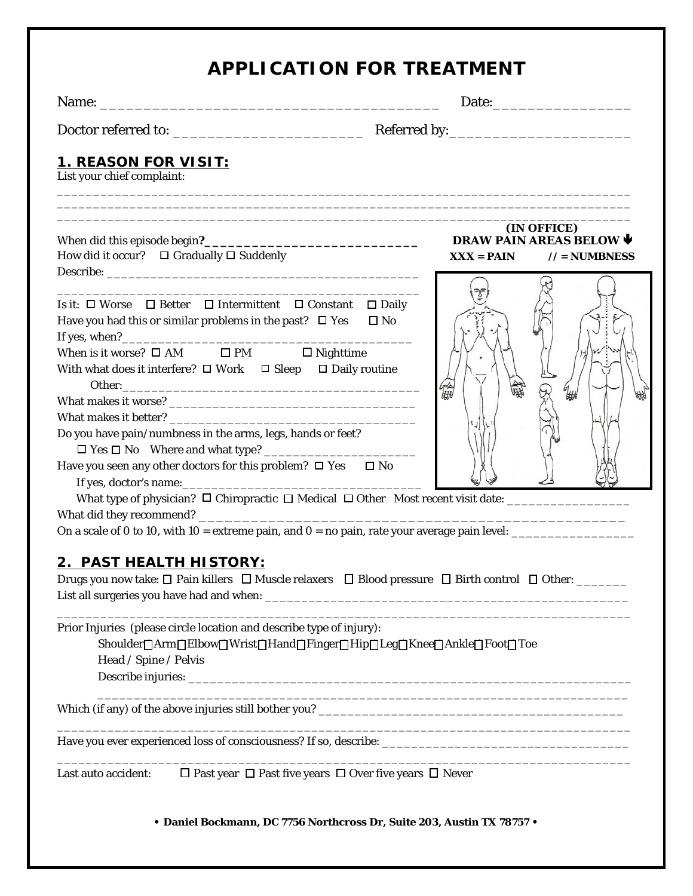# APPLICATION FOR TREATMENT

Name: ___________________________________________ Date:_________________

Doctor referred to: _________________________ Referred by:_______________________

## 1. REASON FOR VISIT:

List your chief complaint:

_______________________________________________________________________________

_______________________________________________________________________________

_______________________________________________________________________________

**(IN OFFICE)**
**DRAW PAIN AREAS BELOW ➡**
**XXX = PAIN // = NUMBNESS**

When did this episode begin**?**___________________________

How did it occur? ☐ Gradually ☐ Suddenly

Describe: _____________________________________________

_____________________________________________________

Is it: ☐ Worse ☐ Better ☐ Intermittent ☐ Constant ☐ Daily

Have you had this or similar problems in the past? ☐ Yes ☐ No

If yes, when?_________________________________________

When is it worse? ☐ AM ☐ PM ☐ Nighttime

With what does it interfere? ☐ Work ☐ Sleep ☐ Daily routine

Other:____________________________________________

What makes it worse? __________________________________

What makes it better? __________________________________

Do you have pain/numbness in the arms, legs, hands or feet?

☐ Yes ☐ No Where and what type? ______________________

Have you seen any other doctors for this problem? ☐ Yes ☐ No

If yes, doctor's name:___________________________________

What type of physician? ☐ Chiropractic ☐ Medical ☐ Other Most recent visit date: _________________

What did they recommend? _____________________________________________________________

On a scale of 0 to 10, with 10 = extreme pain, and 0 = no pain, rate your average pain level: _________________

## 2. PAST HEALTH HISTORY:

Drugs you now take: ☐ Pain killers ☐ Muscle relaxers ☐ Blood pressure ☐ Birth control ☐ Other: _______

List all surgeries you have had and when: ______________________________________________________

_______________________________________________________________________________

Prior Injuries (please circle location and describe type of injury):

Shoulder ☐ Arm ☐ Elbow ☐ Wrist ☐ Hand ☐ Finger ☐ Hip ☐ Leg ☐ Knee ☐ Ankle ☐ Foot ☐ Toe

Head / Spine / Pelvis

Describe injuries: ____________________________________________________________

_________________________________________________________________________

Which (if any) of the above injuries still bother you? ___________________________________________

_______________________________________________________________________________

Have you ever experienced loss of consciousness? If so, describe: ___________________________________

_______________________________________________________________________________

Last auto accident: ☐ Past year ☐ Past five years ☐ Over five years ☐ Never

**• Daniel Bockmann, DC 7756 Northcross Dr, Suite 203, Austin TX 78757 •**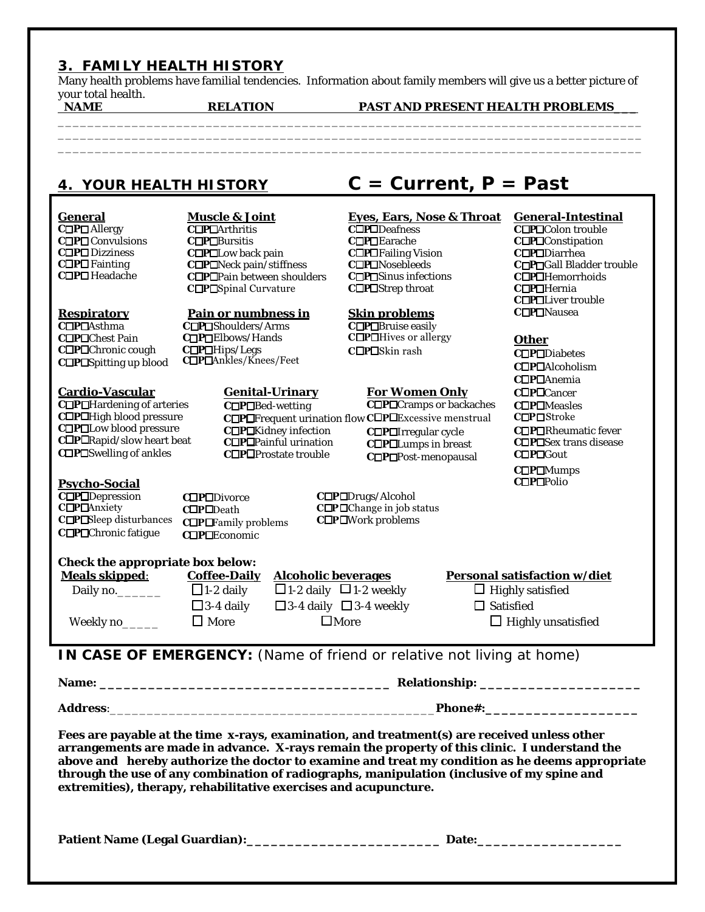## 3. FAMILY HEALTH HISTORY

Many health problems have familial tendencies. Information about family members will give us a better picture of your total health.

| NAME | RELATION | PAST AND PRESENT HEALTH PROBLEMS |
|---|---|---|
| | | |
| | | |
| | | |

## 4. YOUR HEALTH HISTORY — C = Current, P = Past

**General**
- C☐P☐ Allergy
- C☐P☐ Convulsions
- C☐P☐ Dizziness
- C☐P☐ Fainting
- C☐P☐ Headache

**Muscle & Joint**
- C☐P☐Arthritis
- C☐P☐Bursitis
- C☐P☐Low back pain
- C☐P☐Neck pain/stiffness
- C☐P☐Pain between shoulders
- C☐P☐Spinal Curvature

**Eyes, Ears, Nose & Throat**
- C☐P☐Deafness
- C☐P☐Earache
- C☐P☐Failing Vision
- C☐P☐Nosebleeds
- C☐P☐Sinus infections
- C☐P☐Strep throat

**General-Intestinal**
- C☐P☐Colon trouble
- C☐P☐Constipation
- C☐P☐Diarrhea
- C☐P☐Gall Bladder trouble
- C☐P☐Hemorrhoids
- C☐P☐Hernia
- C☐P☐Liver trouble
- C☐P☐Nausea

**Respiratory**
- C☐P☐Asthma
- C☐P☐Chest Pain
- C☐P☐Chronic cough
- C☐P☐Spitting up blood

**Pain or numbness in**
- C☐P☐Shoulders/Arms
- C☐P☐Elbows/Hands
- C☐P☐Hips/Legs
- C☐P☐Ankles/Knees/Feet

**Skin problems**
- C☐P☐Bruise easily
- C☐P☐Hives or allergy
- C☐P☐Skin rash

**Other**
- C☐P☐Diabetes
- C☐P☐Alcoholism
- C☐P☐Anemia
- C☐P☐Cancer
- C☐P☐Measles
- C☐P☐Stroke
- C☐P☐Rheumatic fever
- C☐P☐Sex trans disease
- C☐P☐Gout
- C☐P☐Mumps
- C☐P☐Polio

**Cardio-Vascular**
- C☐P☐Hardening of arteries
- C☐P☐High blood pressure
- C☐P☐Low blood pressure
- C☐P☐Rapid/slow heart beat
- C☐P☐Swelling of ankles

**Genital-Urinary**
- C☐P☐Bed-wetting
- C☐P☐Frequent urination flow
- C☐P☐Kidney infection
- C☐P☐Painful urination
- C☐P☐Prostate trouble

**For Women Only**
- C☐P☐Cramps or backaches
- C☐P☐Excessive menstrual
- C☐P☐Irregular cycle
- C☐P☐Lumps in breast
- C☐P☐Post-menopausal

**Psycho-Social**
- C☐P☐Depression
- C☐P☐Anxiety
- C☐P☐Sleep disturbances
- C☐P☐Chronic fatigue
- C☐P☐Divorce
- C☐P☐Death
- C☐P☐Family problems
- C☐P☐Economic
- C☐P☐Drugs/Alcohol
- C☐P☐Change in job status
- C☐P☐Work problems

**Check the appropriate box below:**

| Meals skipped: | Coffee-Daily | Alcoholic beverages | | Personal satisfaction w/diet |
|---|---|---|---|---|
| Daily no.______ | ☐1-2 daily | ☐1-2 daily | ☐1-2 weekly | ☐ Highly satisfied |
| | ☐3-4 daily | ☐3-4 daily | ☐3-4 weekly | ☐ Satisfied |
| Weekly no_____ | ☐ More | ☐More | | ☐ Highly unsatisfied |

**IN CASE OF EMERGENCY:** (Name of friend or relative not living at home)

**Name:** ____________________________________ **Relationship:** ____________________

**Address**:____________________________________________**Phone#:**___________________

**Fees are payable at the time x-rays, examination, and treatment(s) are received unless other arrangements are made in advance. X-rays remain the property of this clinic. I understand the above and hereby authorize the doctor to examine and treat my condition as he deems appropriate through the use of any combination of radiographs, manipulation (inclusive of my spine and extremities), therapy, rehabilitative exercises and acupuncture.**

**Patient Name (Legal Guardian):**_________________________ **Date:**__________________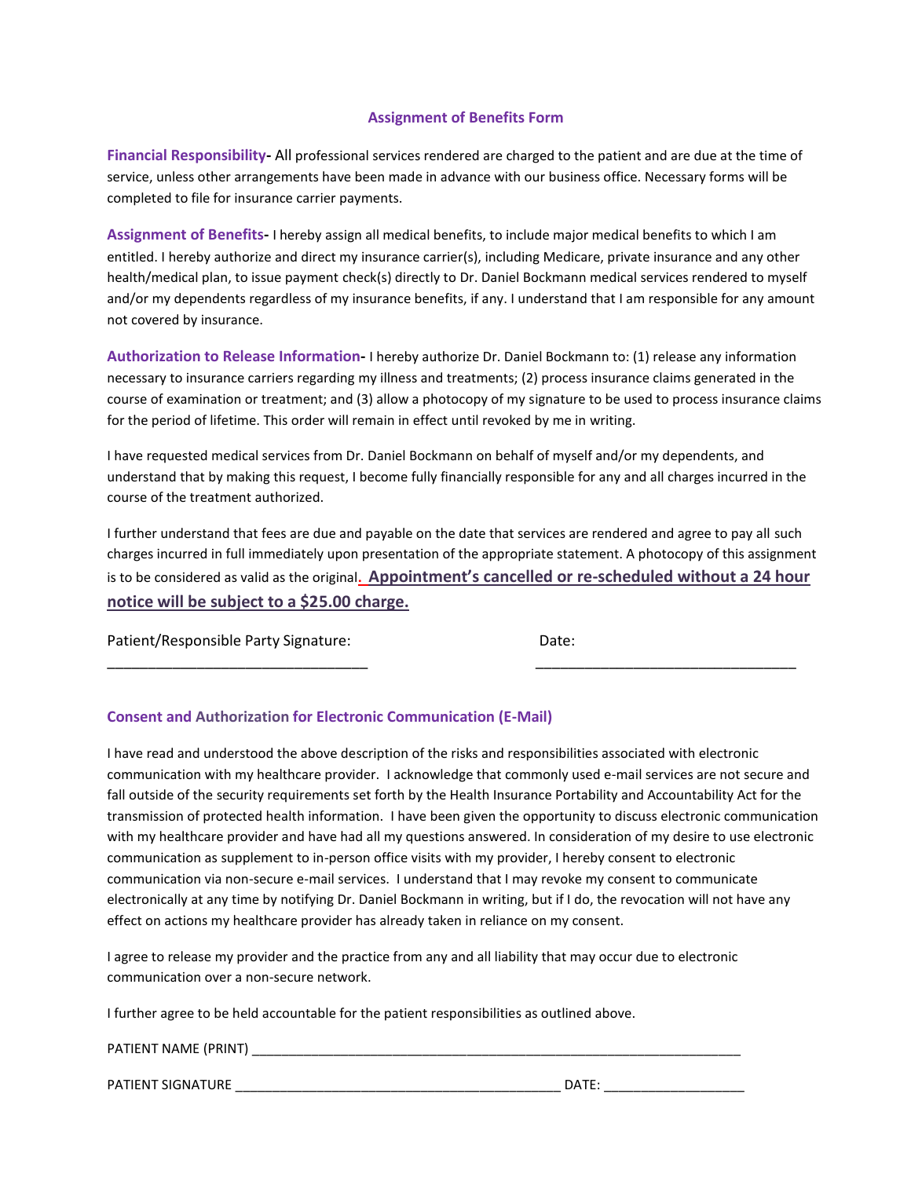## Assignment of Benefits Form

**Financial Responsibility-** All professional services rendered are charged to the patient and are due at the time of service, unless other arrangements have been made in advance with our business office. Necessary forms will be completed to file for insurance carrier payments.

**Assignment of Benefits-** I hereby assign all medical benefits, to include major medical benefits to which I am entitled. I hereby authorize and direct my insurance carrier(s), including Medicare, private insurance and any other health/medical plan, to issue payment check(s) directly to Dr. Daniel Bockmann medical services rendered to myself and/or my dependents regardless of my insurance benefits, if any. I understand that I am responsible for any amount not covered by insurance.

**Authorization to Release Information-** I hereby authorize Dr. Daniel Bockmann to: (1) release any information necessary to insurance carriers regarding my illness and treatments; (2) process insurance claims generated in the course of examination or treatment; and (3) allow a photocopy of my signature to be used to process insurance claims for the period of lifetime. This order will remain in effect until revoked by me in writing.

I have requested medical services from Dr. Daniel Bockmann on behalf of myself and/or my dependents, and understand that by making this request, I become fully financially responsible for any and all charges incurred in the course of the treatment authorized.

I further understand that fees are due and payable on the date that services are rendered and agree to pay all such charges incurred in full immediately upon presentation of the appropriate statement. A photocopy of this assignment is to be considered as valid as the original. **Appointment's cancelled or re-scheduled without a 24 hour notice will be subject to a $25.00 charge.**

Patient/Responsible Party Signature: ________________________________ Date: ________________________________

### Consent and Authorization for Electronic Communication (E-Mail)

I have read and understood the above description of the risks and responsibilities associated with electronic communication with my healthcare provider. I acknowledge that commonly used e-mail services are not secure and fall outside of the security requirements set forth by the Health Insurance Portability and Accountability Act for the transmission of protected health information. I have been given the opportunity to discuss electronic communication with my healthcare provider and have had all my questions answered. In consideration of my desire to use electronic communication as supplement to in-person office visits with my provider, I hereby consent to electronic communication via non-secure e-mail services. I understand that I may revoke my consent to communicate electronically at any time by notifying Dr. Daniel Bockmann in writing, but if I do, the revocation will not have any effect on actions my healthcare provider has already taken in reliance on my consent.

I agree to release my provider and the practice from any and all liability that may occur due to electronic communication over a non-secure network.

I further agree to be held accountable for the patient responsibilities as outlined above.

PATIENT NAME (PRINT) ________________________________________________________________

PATIENT SIGNATURE ____________________________________________ DATE: ___________________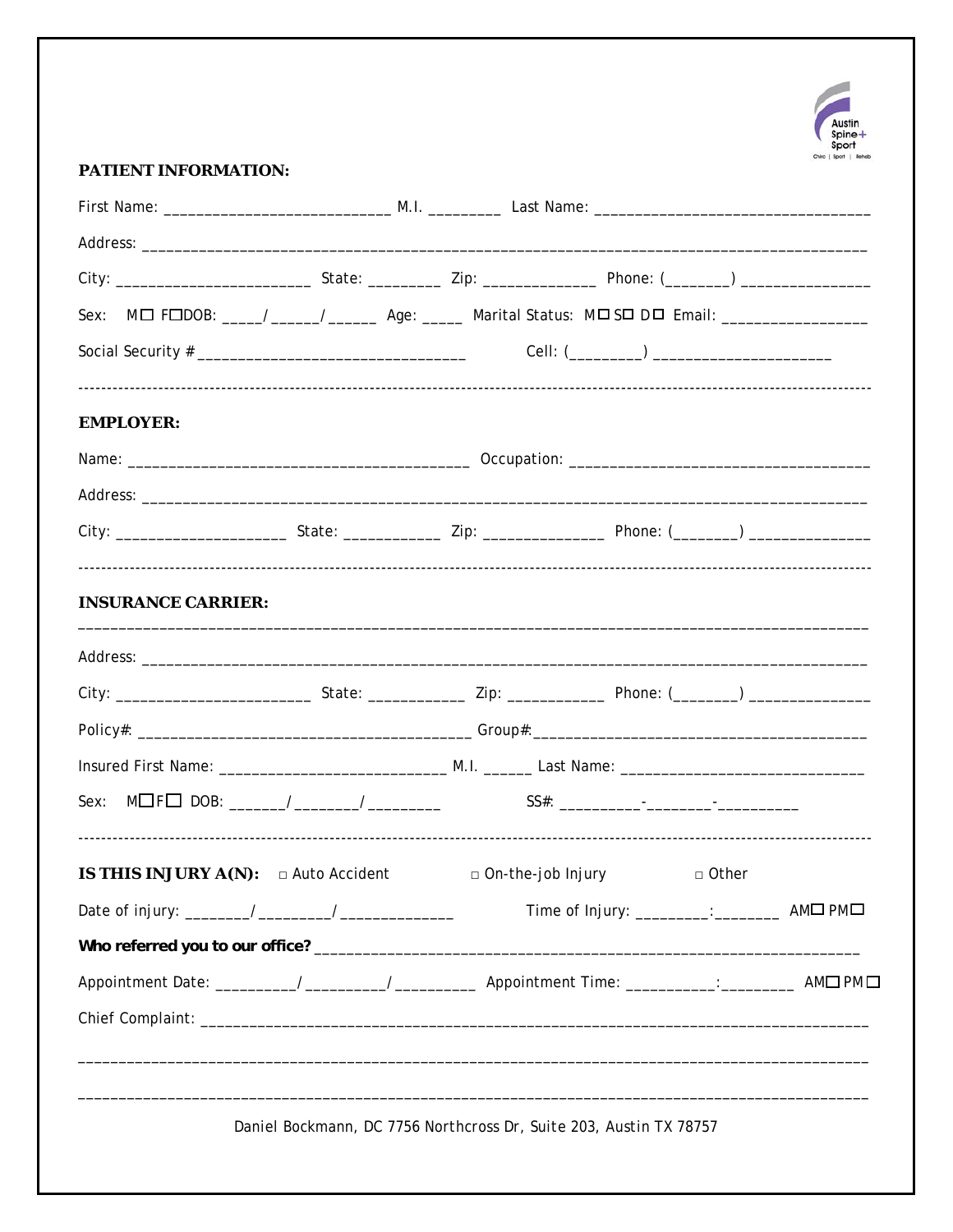Austin Spine+ Sport
Chiro | Sport | Rehab

## PATIENT INFORMATION:

First Name: ___________________________ M.I. _________ Last Name: _________________________________

Address: _____________________________________________________________________________________

City: _______________________ State: _________ Zip: ______________ Phone: (________) ________________

Sex: M☐ F☐DOB: _____/______/______ Age: _____ Marital Status: M☐ S☐ D☐ Email: _________________

Social Security # ________________________________ Cell: (_________) _____________________

---

## EMPLOYER:

Name: _________________________________________ Occupation: ___________________________________

Address: _____________________________________________________________________________________

City: ____________________ State: ____________ Zip: _______________ Phone: (________) _______________

---

## INSURANCE CARRIER:

_____________________________________________________________________________________________

Address: _____________________________________________________________________________________

City: _______________________ State: ____________ Zip: ____________ Phone: (________) _______________

Policy#: ________________________________________ Group#: ________________________________________

Insured First Name: ___________________________ M.I. ______ Last Name: _____________________________

Sex: M☐F☐ DOB: _______/________/_________ SS#: __________-_________-__________

---

## IS THIS INJURY A(N): □ Auto Accident □ On-the-job Injury □ Other

Date of injury: ________/_________/______________ Time of Injury: _________:________ AM☐ PM☐

**Who referred you to our office?** _______________________________________________________________

Appointment Date: __________/__________/__________ Appointment Time: ___________:_________ AM☐ PM☐

Chief Complaint: ______________________________________________________________________________

_____________________________________________________________________________________________

_____________________________________________________________________________________________

Daniel Bockmann, DC 7756 Northcross Dr, Suite 203, Austin TX 78757